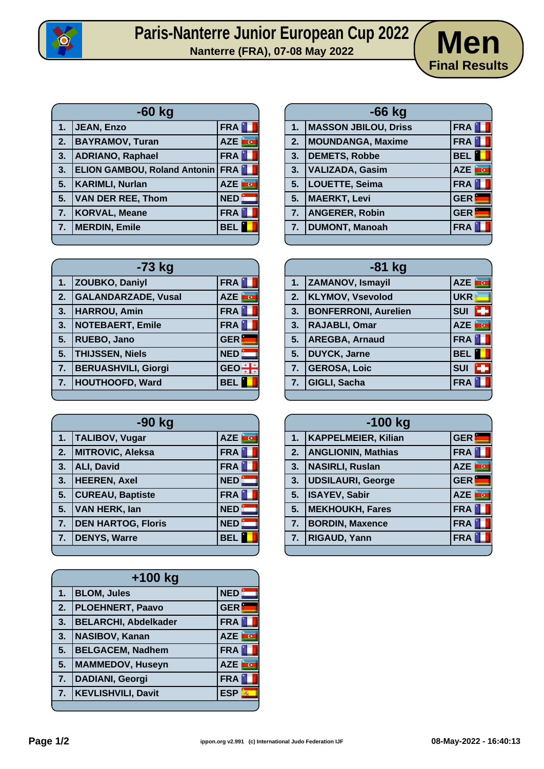# Paris-Nanterre Junior European Cup 2022

**Nanterre (FRA), 07-08 May 2022**

## Men

**Final Results**

### -60 kg

| | | |
|---|---|---|
| 1. | JEAN, Enzo | FRA |
| 2. | BAYRAMOV, Turan | AZE |
| 3. | ADRIANO, Raphael | FRA |
| 3. | ELION GAMBOU, Roland Antonin | FRA |
| 5. | KARIMLI, Nurlan | AZE |
| 5. | VAN DER REE, Thom | NED |
| 7. | KORVAL, Meane | FRA |
| 7. | MERDIN, Emile | BEL |

### -66 kg

| | | |
|---|---|---|
| 1. | MASSON JBILOU, Driss | FRA |
| 2. | MOUNDANGA, Maxime | FRA |
| 3. | DEMETS, Robbe | BEL |
| 3. | VALIZADA, Gasim | AZE |
| 5. | LOUETTE, Seima | FRA |
| 5. | MAERKT, Levi | GER |
| 7. | ANGERER, Robin | GER |
| 7. | DUMONT, Manoah | FRA |

### -73 kg

| | | |
|---|---|---|
| 1. | ZOUBKO, Daniyl | FRA |
| 2. | GALANDARZADE, Vusal | AZE |
| 3. | HARROU, Amin | FRA |
| 3. | NOTEBAERT, Emile | FRA |
| 5. | RUEBO, Jano | GER |
| 5. | THIJSSEN, Niels | NED |
| 7. | BERUASHVILI, Giorgi | GEO |
| 7. | HOUTHOOFD, Ward | BEL |

### -81 kg

| | | |
|---|---|---|
| 1. | ZAMANOV, Ismayil | AZE |
| 2. | KLYMOV, Vsevolod | UKR |
| 3. | BONFERRONI, Aurelien | SUI |
| 3. | RAJABLI, Omar | AZE |
| 5. | AREGBA, Arnaud | FRA |
| 5. | DUYCK, Jarne | BEL |
| 7. | GEROSA, Loic | SUI |
| 7. | GIGLI, Sacha | FRA |

### -90 kg

| | | |
|---|---|---|
| 1. | TALIBOV, Vugar | AZE |
| 2. | MITROVIC, Aleksa | FRA |
| 3. | ALI, David | FRA |
| 3. | HEEREN, Axel | NED |
| 5. | CUREAU, Baptiste | FRA |
| 5. | VAN HERK, Ian | NED |
| 7. | DEN HARTOG, Floris | NED |
| 7. | DENYS, Warre | BEL |

### -100 kg

| | | |
|---|---|---|
| 1. | KAPPELMEIER, Kilian | GER |
| 2. | ANGLIONIN, Mathias | FRA |
| 3. | NASIRLI, Ruslan | AZE |
| 3. | UDSILAURI, George | GER |
| 5. | ISAYEV, Sabir | AZE |
| 5. | MEKHOUKH, Fares | FRA |
| 7. | BORDIN, Maxence | FRA |
| 7. | RIGAUD, Yann | FRA |

### +100 kg

| | | |
|---|---|---|
| 1. | BLOM, Jules | NED |
| 2. | PLOEHNERT, Paavo | GER |
| 3. | BELARCHI, Abdelkader | FRA |
| 3. | NASIBOV, Kanan | AZE |
| 5. | BELGACEM, Nadhem | FRA |
| 5. | MAMMEDOV, Huseyn | AZE |
| 7. | DADIANI, Georgi | FRA |
| 7. | KEVLISHVILI, Davit | ESP |

ippon.org v2.991 (c) International Judo Federation IJF

08-May-2022 - 16:40:13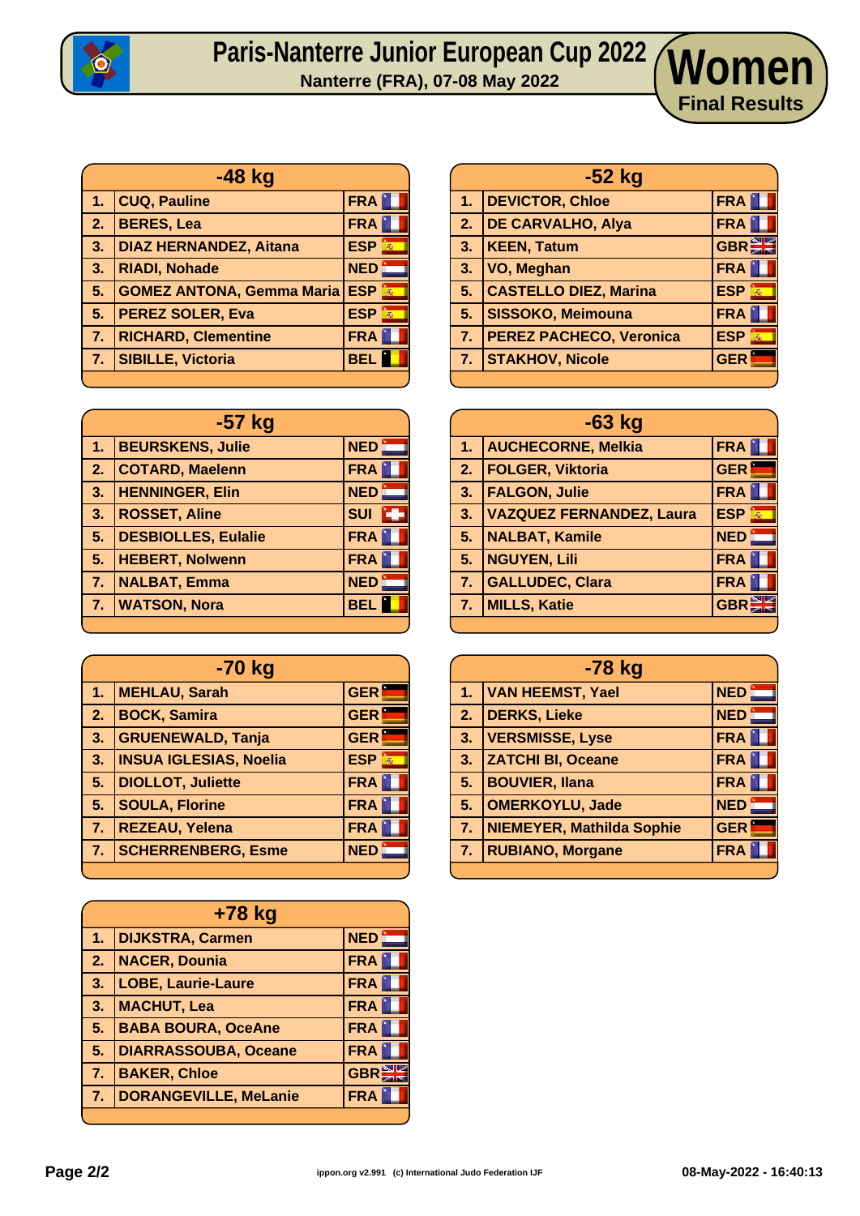# Paris-Nanterre Junior European Cup 2022

**Nanterre (FRA), 07-08 May 2022**

## Women

**Final Results**

### -48 kg

| | | |
|---|---|---|
| 1. | CUQ, Pauline | FRA |
| 2. | BERES, Lea | FRA |
| 3. | DIAZ HERNANDEZ, Aitana | ESP |
| 3. | RIADI, Nohade | NED |
| 5. | GOMEZ ANTONA, Gemma Maria | ESP |
| 5. | PEREZ SOLER, Eva | ESP |
| 7. | RICHARD, Clementine | FRA |
| 7. | SIBILLE, Victoria | BEL |

### -52 kg

| | | |
|---|---|---|
| 1. | DEVICTOR, Chloe | FRA |
| 2. | DE CARVALHO, Alya | FRA |
| 3. | KEEN, Tatum | GBR |
| 3. | VO, Meghan | FRA |
| 5. | CASTELLO DIEZ, Marina | ESP |
| 5. | SISSOKO, Meimouna | FRA |
| 7. | PEREZ PACHECO, Veronica | ESP |
| 7. | STAKHOV, Nicole | GER |

### -57 kg

| | | |
|---|---|---|
| 1. | BEURSKENS, Julie | NED |
| 2. | COTARD, Maelenn | FRA |
| 3. | HENNINGER, Elin | NED |
| 3. | ROSSET, Aline | SUI |
| 5. | DESBIOLLES, Eulalie | FRA |
| 5. | HEBERT, Nolwenn | FRA |
| 7. | NALBAT, Emma | NED |
| 7. | WATSON, Nora | BEL |

### -63 kg

| | | |
|---|---|---|
| 1. | AUCHECORNE, Melkia | FRA |
| 2. | FOLGER, Viktoria | GER |
| 3. | FALGON, Julie | FRA |
| 3. | VAZQUEZ FERNANDEZ, Laura | ESP |
| 5. | NALBAT, Kamile | NED |
| 5. | NGUYEN, Lili | FRA |
| 7. | GALLUDEC, Clara | FRA |
| 7. | MILLS, Katie | GBR |

### -70 kg

| | | |
|---|---|---|
| 1. | MEHLAU, Sarah | GER |
| 2. | BOCK, Samira | GER |
| 3. | GRUENEWALD, Tanja | GER |
| 3. | INSUA IGLESIAS, Noelia | ESP |
| 5. | DIOLLOT, Juliette | FRA |
| 5. | SOULA, Florine | FRA |
| 7. | REZEAU, Yelena | FRA |
| 7. | SCHERRENBERG, Esme | NED |

### -78 kg

| | | |
|---|---|---|
| 1. | VAN HEEMST, Yael | NED |
| 2. | DERKS, Lieke | NED |
| 3. | VERSMISSE, Lyse | FRA |
| 3. | ZATCHI BI, Oceane | FRA |
| 5. | BOUVIER, Ilana | FRA |
| 5. | OMERKOYLU, Jade | NED |
| 7. | NIEMEYER, Mathilda Sophie | GER |
| 7. | RUBIANO, Morgane | FRA |

### +78 kg

| | | |
|---|---|---|
| 1. | DIJKSTRA, Carmen | NED |
| 2. | NACER, Dounia | FRA |
| 3. | LOBE, Laurie-Laure | FRA |
| 3. | MACHUT, Lea | FRA |
| 5. | BABA BOURA, OceAne | FRA |
| 5. | DIARRASSOUBA, Oceane | FRA |
| 7. | BAKER, Chloe | GBR |
| 7. | DORANGEVILLE, MeLanie | FRA |

ippon.org v2.991 (c) International Judo Federation IJF

08-May-2022 - 16:40:13